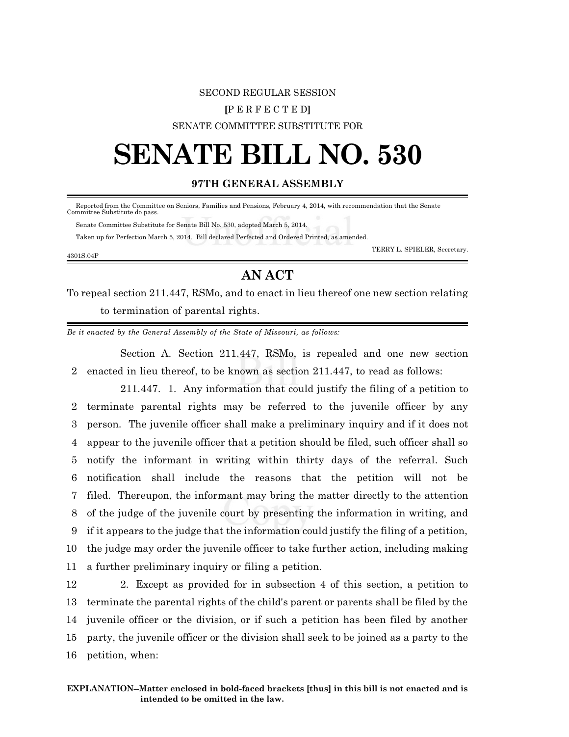SECOND REGULAR SESSION

**[**P E R F E C T E D**]**

SENATE COMMITTEE SUBSTITUTE FOR

# SENATE BILL NO. 530

## 97TH GENERAL ASSEMBLY

Reported from the Committee on Seniors, Families and Pensions, February 4, 2014, with recommendation that the Senate Committee Substitute do pass.

Senate Committee Substitute for Senate Bill No. 530, adopted March 5, 2014.

Taken up for Perfection March 5, 2014. Bill declared Perfected and Ordered Printed, as amended.

TERRY L. SPIELER, Secretary.

4301S.04P

## AN ACT

To repeal section 211.447, RSMo, and to enact in lieu thereof one new section relating to termination of parental rights.

*Be it enacted by the General Assembly of the State of Missouri, as follows:*

Section A. Section 211.447, RSMo, is repealed and one new section enacted in lieu thereof, to be known as section 211.447, to read as follows:

211.447. 1. Any information that could justify the filing of a petition to terminate parental rights may be referred to the juvenile officer by any person. The juvenile officer shall make a preliminary inquiry and if it does not appear to the juvenile officer that a petition should be filed, such officer shall so notify the informant in writing within thirty days of the referral. Such notification shall include the reasons that the petition will not be filed. Thereupon, the informant may bring the matter directly to the attention of the judge of the juvenile court by presenting the information in writing, and if it appears to the judge that the information could justify the filing of a petition, the judge may order the juvenile officer to take further action, including making a further preliminary inquiry or filing a petition.

2. Except as provided for in subsection 4 of this section, a petition to terminate the parental rights of the child's parent or parents shall be filed by the juvenile officer or the division, or if such a petition has been filed by another party, the juvenile officer or the division shall seek to be joined as a party to the petition, when:

**EXPLANATION–Matter enclosed in bold-faced brackets [thus] in this bill is not enacted and is intended to be omitted in the law.**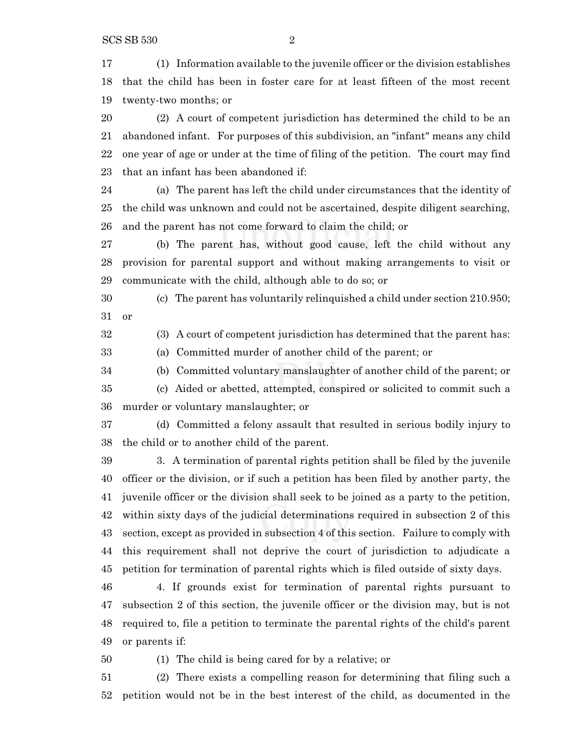(1) Information available to the juvenile officer or the division establishes that the child has been in foster care for at least fifteen of the most recent twenty-two months; or

(2) A court of competent jurisdiction has determined the child to be an abandoned infant. For purposes of this subdivision, an "infant" means any child one year of age or under at the time of filing of the petition. The court may find that an infant has been abandoned if:

(a) The parent has left the child under circumstances that the identity of the child was unknown and could not be ascertained, despite diligent searching, and the parent has not come forward to claim the child; or

(b) The parent has, without good cause, left the child without any provision for parental support and without making arrangements to visit or communicate with the child, although able to do so; or

(c) The parent has voluntarily relinquished a child under section 210.950; or

(3) A court of competent jurisdiction has determined that the parent has:

(a) Committed murder of another child of the parent; or

(b) Committed voluntary manslaughter of another child of the parent; or

(c) Aided or abetted, attempted, conspired or solicited to commit such a murder or voluntary manslaughter; or

(d) Committed a felony assault that resulted in serious bodily injury to the child or to another child of the parent.

3. A termination of parental rights petition shall be filed by the juvenile officer or the division, or if such a petition has been filed by another party, the juvenile officer or the division shall seek to be joined as a party to the petition, within sixty days of the judicial determinations required in subsection 2 of this section, except as provided in subsection 4 of this section. Failure to comply with this requirement shall not deprive the court of jurisdiction to adjudicate a petition for termination of parental rights which is filed outside of sixty days.

4. If grounds exist for termination of parental rights pursuant to subsection 2 of this section, the juvenile officer or the division may, but is not required to, file a petition to terminate the parental rights of the child's parent or parents if:

(1) The child is being cared for by a relative; or

(2) There exists a compelling reason for determining that filing such a petition would not be in the best interest of the child, as documented in the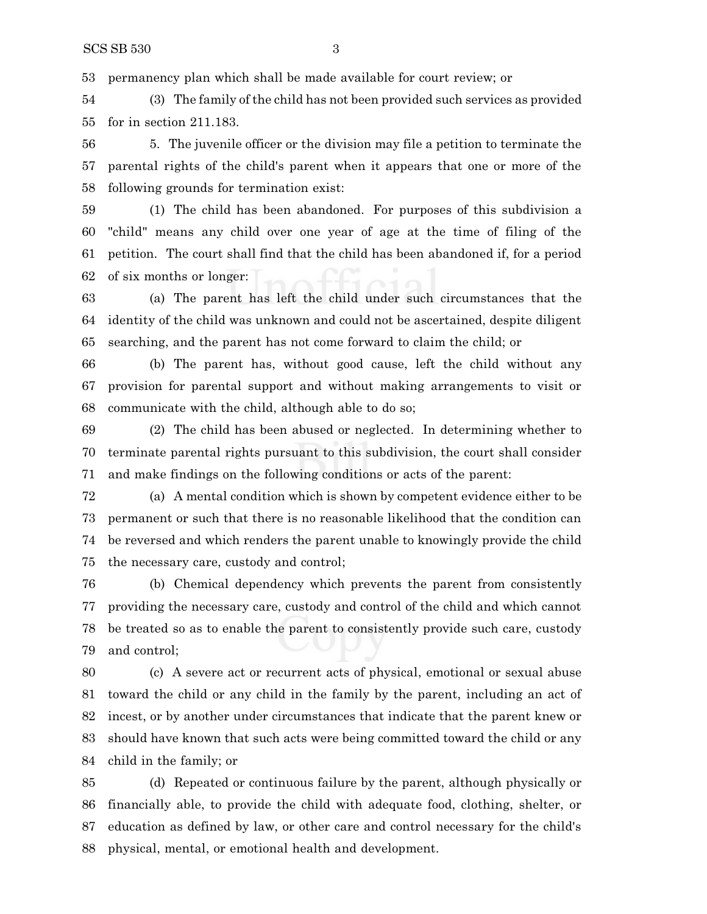permanency plan which shall be made available for court review; or

(3) The family of the child has not been provided such services as provided for in section 211.183.

5. The juvenile officer or the division may file a petition to terminate the parental rights of the child's parent when it appears that one or more of the following grounds for termination exist:

(1) The child has been abandoned. For purposes of this subdivision a "child" means any child over one year of age at the time of filing of the petition. The court shall find that the child has been abandoned if, for a period of six months or longer:

(a) The parent has left the child under such circumstances that the identity of the child was unknown and could not be ascertained, despite diligent searching, and the parent has not come forward to claim the child; or

(b) The parent has, without good cause, left the child without any provision for parental support and without making arrangements to visit or communicate with the child, although able to do so;

(2) The child has been abused or neglected. In determining whether to terminate parental rights pursuant to this subdivision, the court shall consider and make findings on the following conditions or acts of the parent:

(a) A mental condition which is shown by competent evidence either to be permanent or such that there is no reasonable likelihood that the condition can be reversed and which renders the parent unable to knowingly provide the child the necessary care, custody and control;

(b) Chemical dependency which prevents the parent from consistently providing the necessary care, custody and control of the child and which cannot be treated so as to enable the parent to consistently provide such care, custody and control;

(c) A severe act or recurrent acts of physical, emotional or sexual abuse toward the child or any child in the family by the parent, including an act of incest, or by another under circumstances that indicate that the parent knew or should have known that such acts were being committed toward the child or any child in the family; or

(d) Repeated or continuous failure by the parent, although physically or financially able, to provide the child with adequate food, clothing, shelter, or education as defined by law, or other care and control necessary for the child's physical, mental, or emotional health and development.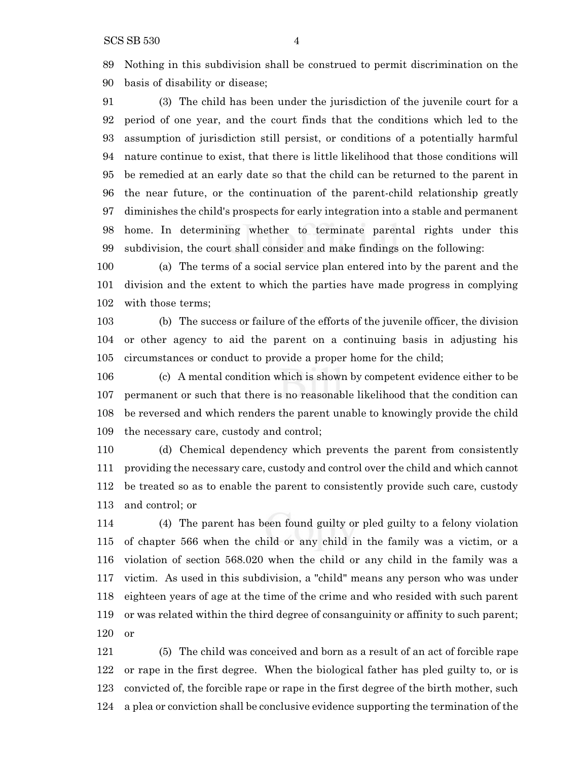Nothing in this subdivision shall be construed to permit discrimination on the basis of disability or disease;

(3) The child has been under the jurisdiction of the juvenile court for a period of one year, and the court finds that the conditions which led to the assumption of jurisdiction still persist, or conditions of a potentially harmful nature continue to exist, that there is little likelihood that those conditions will be remedied at an early date so that the child can be returned to the parent in the near future, or the continuation of the parent-child relationship greatly diminishes the child's prospects for early integration into a stable and permanent home. In determining whether to terminate parental rights under this subdivision, the court shall consider and make findings on the following:

(a) The terms of a social service plan entered into by the parent and the division and the extent to which the parties have made progress in complying with those terms;

(b) The success or failure of the efforts of the juvenile officer, the division or other agency to aid the parent on a continuing basis in adjusting his circumstances or conduct to provide a proper home for the child;

(c) A mental condition which is shown by competent evidence either to be permanent or such that there is no reasonable likelihood that the condition can be reversed and which renders the parent unable to knowingly provide the child the necessary care, custody and control;

(d) Chemical dependency which prevents the parent from consistently providing the necessary care, custody and control over the child and which cannot be treated so as to enable the parent to consistently provide such care, custody and control; or

(4) The parent has been found guilty or pled guilty to a felony violation of chapter 566 when the child or any child in the family was a victim, or a violation of section 568.020 when the child or any child in the family was a victim. As used in this subdivision, a "child" means any person who was under eighteen years of age at the time of the crime and who resided with such parent or was related within the third degree of consanguinity or affinity to such parent; or

(5) The child was conceived and born as a result of an act of forcible rape or rape in the first degree. When the biological father has pled guilty to, or is convicted of, the forcible rape or rape in the first degree of the birth mother, such a plea or conviction shall be conclusive evidence supporting the termination of the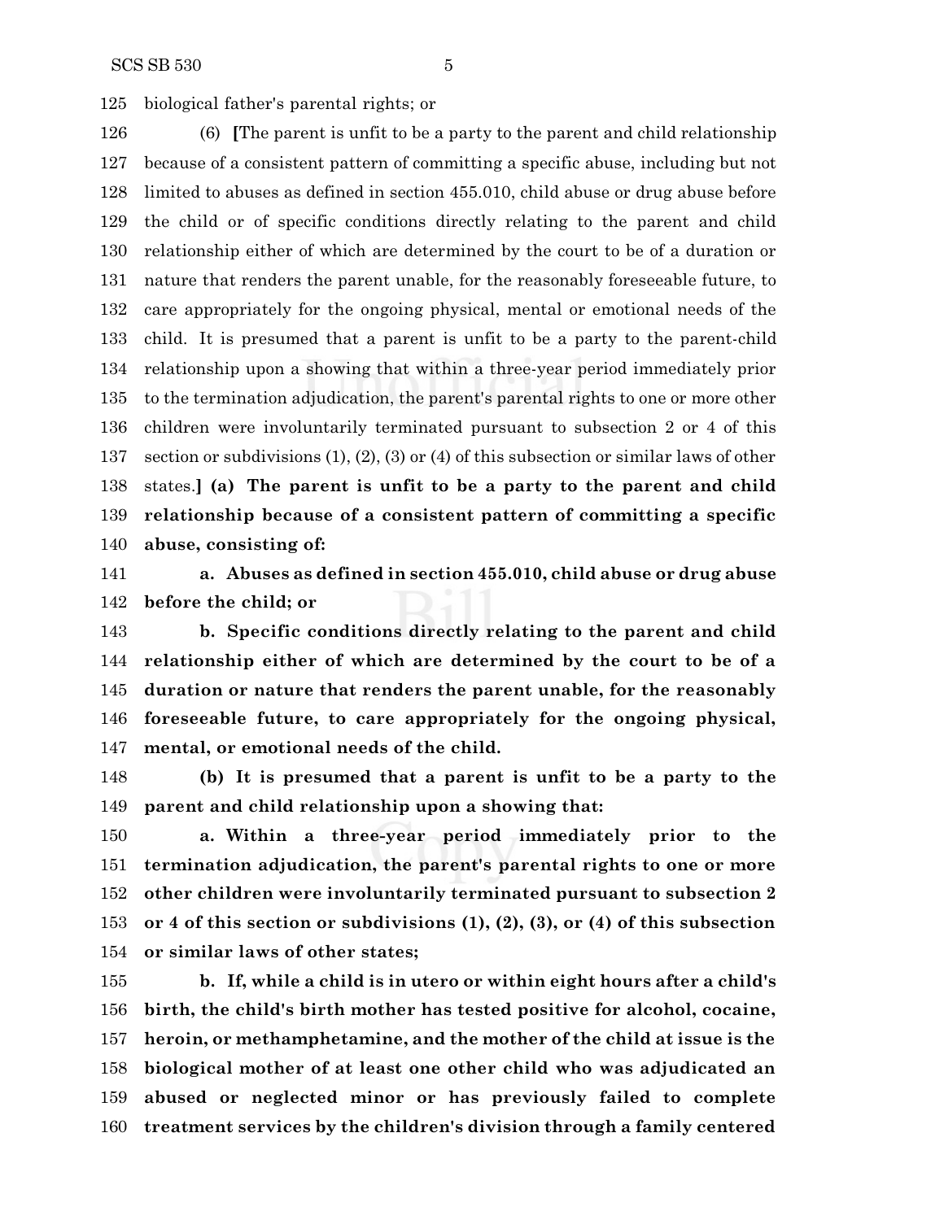biological father's parental rights; or

(6) [The parent is unfit to be a party to the parent and child relationship because of a consistent pattern of committing a specific abuse, including but not limited to abuses as defined in section 455.010, child abuse or drug abuse before the child or of specific conditions directly relating to the parent and child relationship either of which are determined by the court to be of a duration or nature that renders the parent unable, for the reasonably foreseeable future, to care appropriately for the ongoing physical, mental or emotional needs of the child. It is presumed that a parent is unfit to be a party to the parent-child relationship upon a showing that within a three-year period immediately prior to the termination adjudication, the parent's parental rights to one or more other children were involuntarily terminated pursuant to subsection 2 or 4 of this section or subdivisions (1), (2), (3) or (4) of this subsection or similar laws of other states.] **(a) The parent is unfit to be a party to the parent and child relationship because of a consistent pattern of committing a specific abuse, consisting of:**

**a. Abuses as defined in section 455.010, child abuse or drug abuse before the child; or**

**b. Specific conditions directly relating to the parent and child relationship either of which are determined by the court to be of a duration or nature that renders the parent unable, for the reasonably foreseeable future, to care appropriately for the ongoing physical, mental, or emotional needs of the child.**

**(b) It is presumed that a parent is unfit to be a party to the parent and child relationship upon a showing that:**

**a. Within a three-year period immediately prior to the termination adjudication, the parent's parental rights to one or more other children were involuntarily terminated pursuant to subsection 2 or 4 of this section or subdivisions (1), (2), (3), or (4) of this subsection or similar laws of other states;**

**b. If, while a child is in utero or within eight hours after a child's birth, the child's birth mother has tested positive for alcohol, cocaine, heroin, or methamphetamine, and the mother of the child at issue is the biological mother of at least one other child who was adjudicated an abused or neglected minor or has previously failed to complete treatment services by the children's division through a family centered**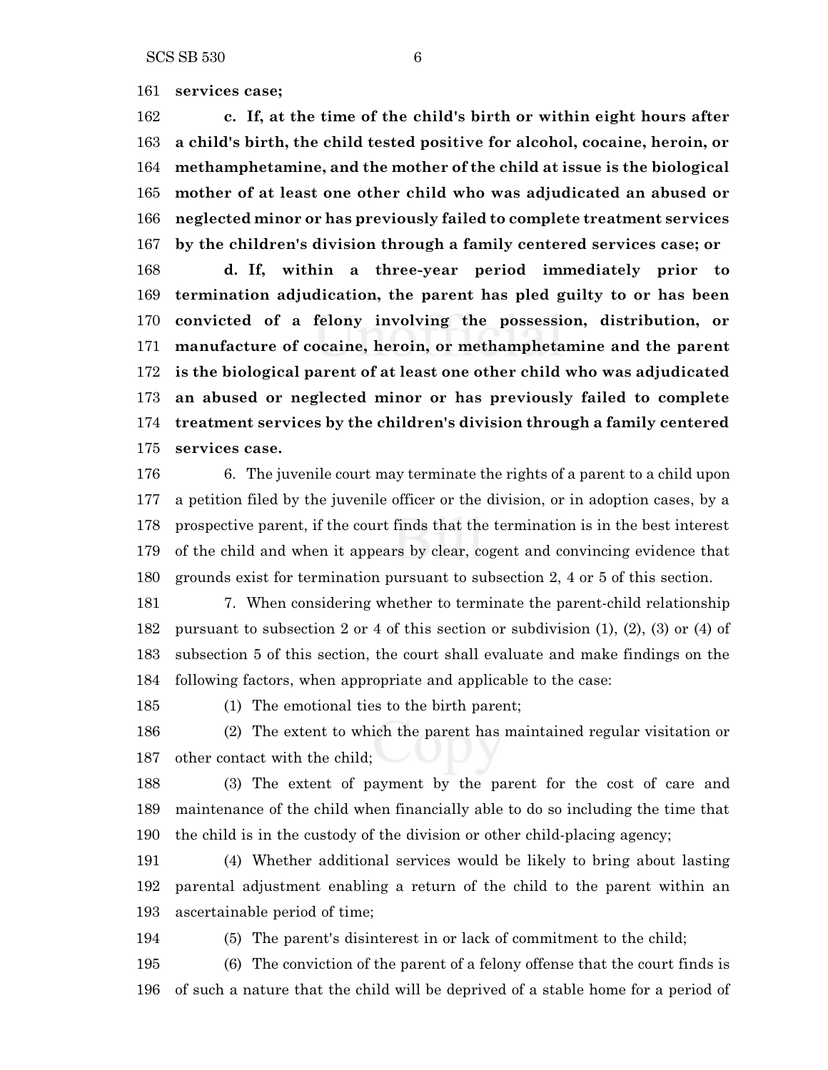**services case;**

**c. If, at the time of the child's birth or within eight hours after a child's birth, the child tested positive for alcohol, cocaine, heroin, or methamphetamine, and the mother of the child at issue is the biological mother of at least one other child who was adjudicated an abused or neglected minor or has previously failed to complete treatment services by the children's division through a family centered services case; or**

**d. If, within a three-year period immediately prior to termination adjudication, the parent has pled guilty to or has been convicted of a felony involving the possession, distribution, or manufacture of cocaine, heroin, or methamphetamine and the parent is the biological parent of at least one other child who was adjudicated an abused or neglected minor or has previously failed to complete treatment services by the children's division through a family centered services case.**

6. The juvenile court may terminate the rights of a parent to a child upon a petition filed by the juvenile officer or the division, or in adoption cases, by a prospective parent, if the court finds that the termination is in the best interest of the child and when it appears by clear, cogent and convincing evidence that grounds exist for termination pursuant to subsection 2, 4 or 5 of this section.

7. When considering whether to terminate the parent-child relationship pursuant to subsection 2 or 4 of this section or subdivision (1), (2), (3) or (4) of subsection 5 of this section, the court shall evaluate and make findings on the following factors, when appropriate and applicable to the case:

(1) The emotional ties to the birth parent;

(2) The extent to which the parent has maintained regular visitation or other contact with the child;

(3) The extent of payment by the parent for the cost of care and maintenance of the child when financially able to do so including the time that the child is in the custody of the division or other child-placing agency;

(4) Whether additional services would be likely to bring about lasting parental adjustment enabling a return of the child to the parent within an ascertainable period of time;

(5) The parent's disinterest in or lack of commitment to the child;

(6) The conviction of the parent of a felony offense that the court finds is of such a nature that the child will be deprived of a stable home for a period of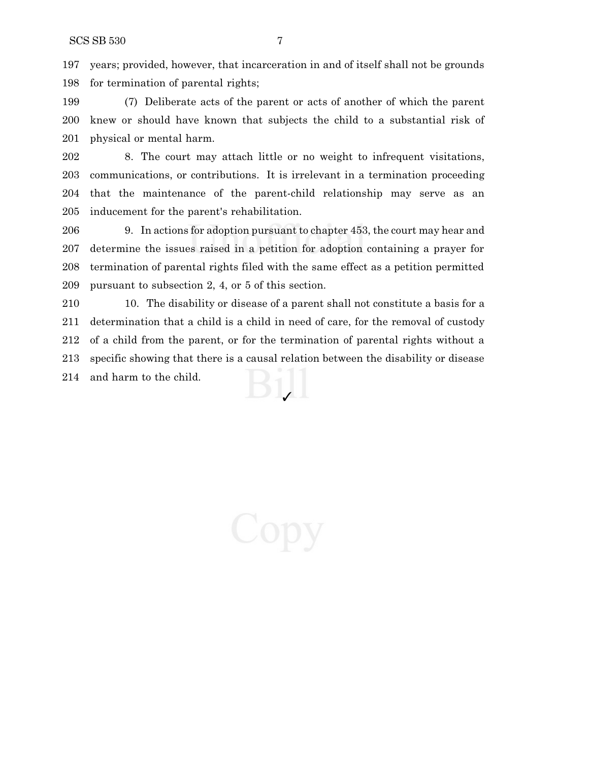years; provided, however, that incarceration in and of itself shall not be grounds for termination of parental rights;

(7) Deliberate acts of the parent or acts of another of which the parent knew or should have known that subjects the child to a substantial risk of physical or mental harm.

8. The court may attach little or no weight to infrequent visitations, communications, or contributions. It is irrelevant in a termination proceeding that the maintenance of the parent-child relationship may serve as an inducement for the parent's rehabilitation.

9. In actions for adoption pursuant to chapter 453, the court may hear and determine the issues raised in a petition for adoption containing a prayer for termination of parental rights filed with the same effect as a petition permitted pursuant to subsection 2, 4, or 5 of this section.

10. The disability or disease of a parent shall not constitute a basis for a determination that a child is a child in need of care, for the removal of custody of a child from the parent, or for the termination of parental rights without a specific showing that there is a causal relation between the disability or disease and harm to the child.

✓